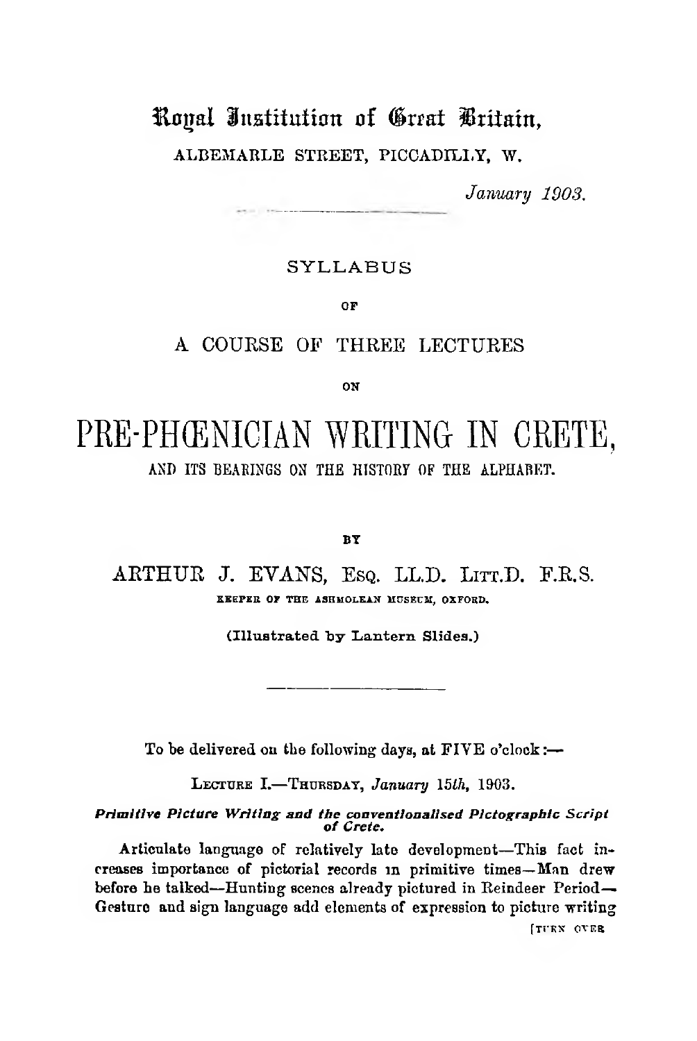# Royal Institution of Great Britain,

ALBEMARLE STREET, PICCADILLY, W.

*January 1903.*

SYLLABUS

OF

A COURSE OF THREE LECTURES

ON

# PRE-PHŒNICIAN WRITING IN CRETE,

AND ITS BEARINGS ON THE HISTORY OF THE ALPHABET.

BY

ARTHUR J. EVANS, Esq. LL.D. Litt.D. F.R.S.

KEEPER OF THE ASHMOLEAN MUSEUM, OXFORD.

(Illustrated by Lantern Slides.)

To be delivered on the following days, at FIVE o'clock:—

Lecture I.—Thursday, *January 15th*, 1903.

***Primitive Picture Writing and the conventionalised Pictographic Script of Crete.***

Articulate language of relatively late development—This fact increases importance of pictorial records in primitive times—Man drew before he talked—Hunting scenes already pictured in Reindeer Period—Gesture and sign language add elements of expression to picture writing

[TURN OVER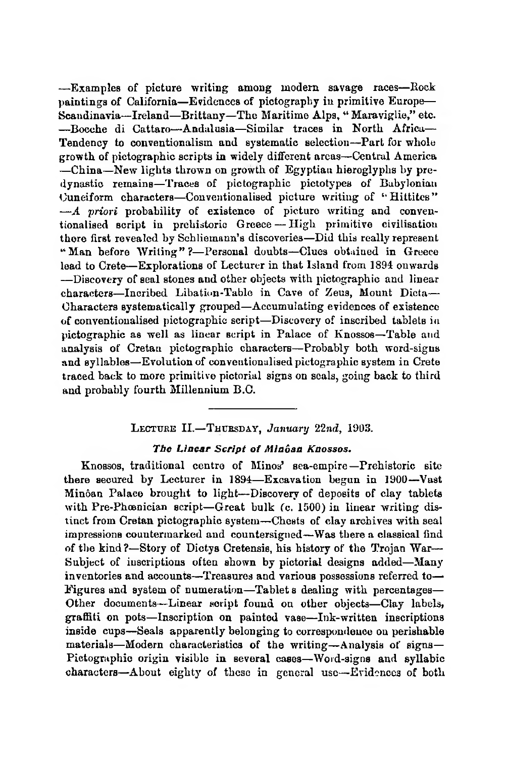—Examples of picture writing among modern savage races—Rock paintings of California—Evidences of pictography in primitive Europe—Scandinavia—Ireland—Brittany—The Maritime Alps, "Maraviglie," etc.—Bocche di Cattaro—Andalusia—Similar traces in North Africa—Tendency to conventionalism and systematic selection—Part for whole growth of pictographic scripts in widely different areas—Central America—China—New lights thrown on growth of Egyptian hieroglyphs by pre-dynastic remains—Traces of pictographic pictotypes of Babylonian Cuneiform characters—Conventionalised picture writing of "Hittites"—*A priori* probability of existence of picture writing and conventionalised script in prehistoric Greece—High primitive civilisation there first revealed by Schliemann's discoveries—Did this really represent "Man before Writing"?—Personal doubts—Clues obtained in Greece lead to Crete—Explorations of Lecturer in that Island from 1894 onwards—Discovery of seal stones and other objects with pictographic and linear characters—Incribed Libation-Table in Cave of Zeus, Mount Dicta—Characters systematically grouped—Accumulating evidences of existence of conventionalised pictographic script—Discovery of inscribed tablets in pictographic as well as linear script in Palace of Knossos—Table and analysis of Cretan pictographic characters—Probably both word-signs and syllables—Evolution of conventionalised pictographic system in Crete traced back to more primitive pictorial signs on seals, going back to third and probably fourth Millennium B.C.

---

## Lecture II.—Thursday, *January 22nd*, 1903.

### *The Linear Script of Minôan Knossos.*

Knossos, traditional centre of Minos' sea-empire—Prehistoric site there secured by Lecturer in 1894—Excavation begun in 1900—Vast Minôan Palace brought to light—Discovery of deposits of clay tablets with Pre-Phœnician script—Great bulk (c. 1500) in linear writing distinct from Cretan pictographic system—Chests of clay archives with seal impressions countermarked and countersigned—Was there a classical find of the kind?—Story of Dictys Cretensis, his history of the Trojan War—Subject of inscriptions often shown by pictorial designs added—Many inventories and accounts—Treasures and various possessions referred to—Figures and system of numeration—Tablets dealing with percentages—Other documents—Linear script found on other objects—Clay labels, graffiti on pots—Inscription on painted vase—Ink-written inscriptions inside cups—Seals apparently belonging to correspondence on perishable materials—Modern characteristics of the writing—Analysis of signs—Pictographic origin visible in several cases—Word-signs and syllabic characters—About eighty of these in general use—Evidences of both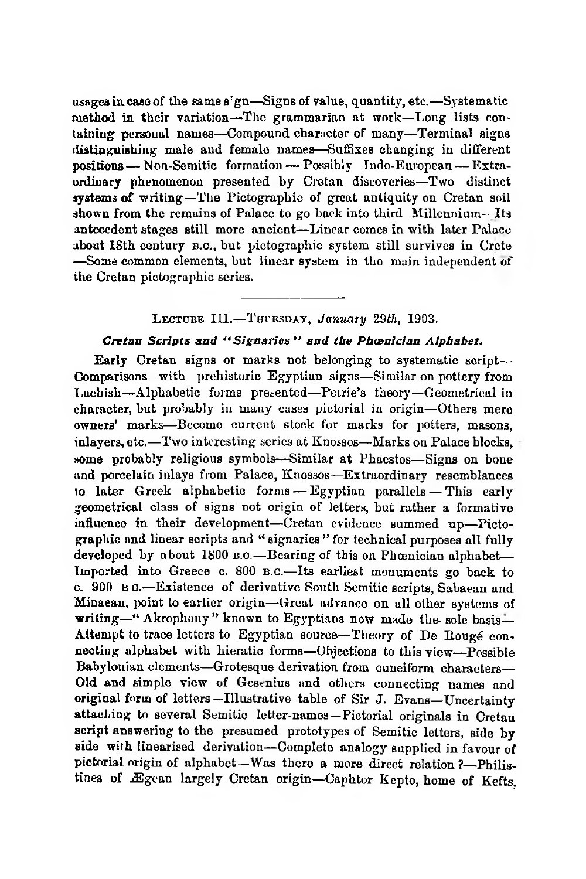usages in case of the same sign—Signs of value, quantity, etc.—Systematic method in their variation—The grammarian at work—Long lists containing personal names—Compound character of many—Terminal signs distinguishing male and female names—Suffixes changing in different positions — Non-Semitic formation — Possibly Indo-European — Extraordinary phenomenon presented by Cretan discoveries—Two distinct systems of writing—The Pictographic of great antiquity on Cretan soil shown from the remains of Palace to go back into third Millennium—Its antecedent stages still more ancient—Linear comes in with later Palace about 18th century B.C., but pictographic system still survives in Crete —Some common elements, but linear system in the main independent of the Cretan pictographic series.

---

LECTURE III.—THURSDAY, *January 29th*, 1903.

***Cretan Scripts and "Signaries" and the Phœnician Alphabet.***

Early Cretan signs or marks not belonging to systematic script—Comparisons with prehistoric Egyptian signs—Similar on pottery from Lachish—Alphabetic forms presented—Petrie's theory—Geometrical in character, but probably in many cases pictorial in origin—Others mere owners' marks—Become current stock for marks for potters, masons, inlayers, etc.—Two interesting series at Knossos—Marks on Palace blocks, some probably religious symbols—Similar at Phaestos—Signs on bone and porcelain inlays from Palace, Knossos—Extraordinary resemblances to later Greek alphabetic forms — Egyptian parallels — This early geometrical class of signs not origin of letters, but rather a formative influence in their development—Cretan evidence summed up—Pictographic and linear scripts and "signaries" for technical purposes all fully developed by about 1800 B.C.—Bearing of this on Phœnician alphabet—Imported into Greece c. 800 B.C.—Its earliest monuments go back to c. 900 B.C.—Existence of derivative South Semitic scripts, Sabaean and Minaean, point to earlier origin—Great advance on all other systems of writing—"Akrophony" known to Egyptians now made the sole basis—Attempt to trace letters to Egyptian source—Theory of De Rougé connecting alphabet with hieratic forms—Objections to this view—Possible Babylonian elements—Grotesque derivation from cuneiform characters—Old and simple view of Gesenius and others connecting names and original form of letters—Illustrative table of Sir J. Evans—Uncertainty attaching to several Semitic letter-names—Pictorial originals in Cretan script answering to the presumed prototypes of Semitic letters, side by side with linearised derivation—Complete analogy supplied in favour of pictorial origin of alphabet—Was there a more direct relation?—Philistines of Ægean largely Cretan origin—Caphtor Kepto, home of Kefts,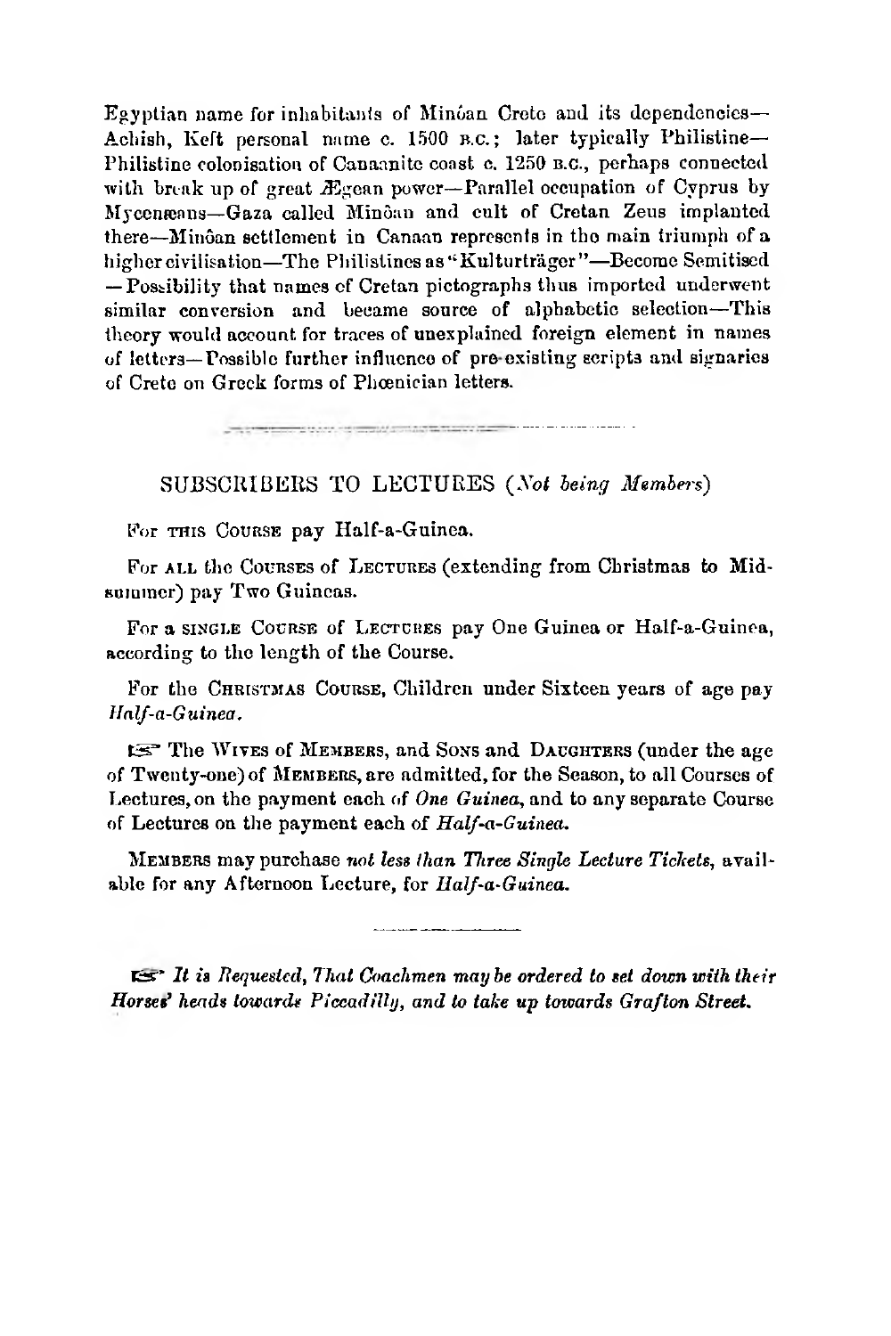Egyptian name for inhabitants of Minóan Crete and its dependencies—Achish, Keft personal name c. 1500 B.C.; later typically Philistine—Philistine colonisation of Canaanite coast c. 1250 B.C., perhaps connected with break up of great Ægean power—Parallel occupation of Cyprus by Mycenæans—Gaza called Minôan and cult of Cretan Zeus implanted there—Minôan settlement in Canaan represents in the main triumph of a higher civilisation—The Philistines as "Kulturträger"—Become Semitised—Possibility that names of Cretan pictographs thus imported underwent similar conversion and became source of alphabetic selection—This theory would account for traces of unexplained foreign element in names of letters—Possible further influence of pre-existing scripts and signaries of Crete on Greek forms of Phœnician letters.

---

SUBSCRIBERS TO LECTURES (*Not being Members*)

For THIS COURSE pay Half-a-Guinea.

For ALL the COURSES of LECTURES (extending from Christmas to Midsummer) pay Two Guineas.

For a SINGLE COURSE of LECTURES pay One Guinea or Half-a-Guinea, according to the length of the Course.

For the CHRISTMAS COURSE, Children under Sixteen years of age pay *Half-a-Guinea*.

☞ The WIVES of MEMBERS, and SONS and DAUGHTERS (under the age of Twenty-one) of MEMBERS, are admitted, for the Season, to all Courses of Lectures, on the payment each of *One Guinea*, and to any separate Course of Lectures on the payment each of *Half-a-Guinea*.

MEMBERS may purchase *not less than Three Single Lecture Tickets*, available for any Afternoon Lecture, for *Half-a-Guinea*.

---

***☞ It is Requested, That Coachmen may be ordered to set down with their Horses' heads towards Piccadilly, and to take up towards Grafton Street.***